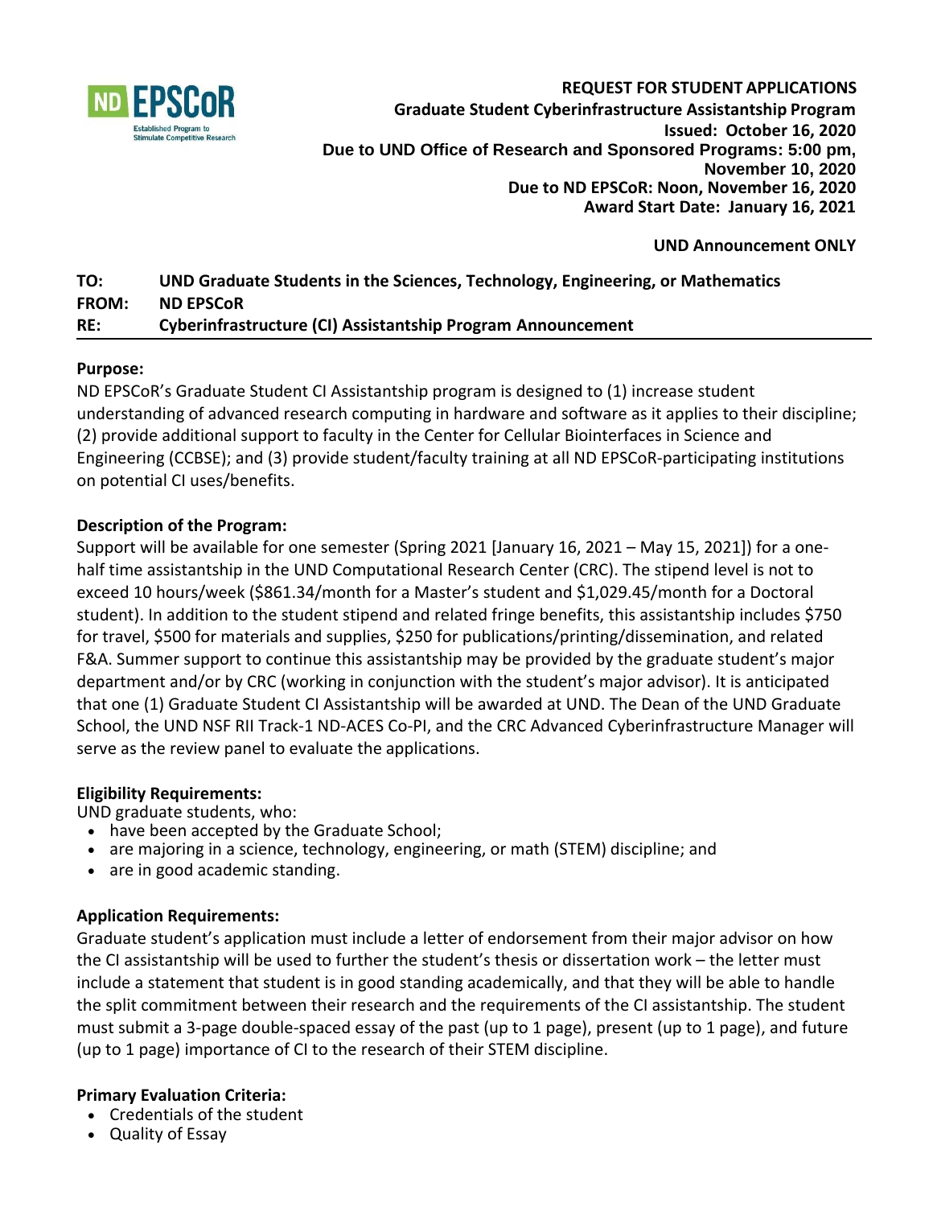ND EPSCoR
Established Program to Stimulate Competitive Research

**REQUEST FOR STUDENT APPLICATIONS**
**Graduate Student Cyberinfrastructure Assistantship Program**
**Issued: October 16, 2020**
**Due to UND Office of Research and Sponsored Programs: 5:00 pm, November 10, 2020**
**Due to ND EPSCoR: Noon, November 16, 2020**
**Award Start Date: January 16, 2021**

**UND Announcement ONLY**

**TO:** **UND Graduate Students in the Sciences, Technology, Engineering, or Mathematics**
**FROM:** **ND EPSCoR**
**RE:** **Cyberinfrastructure (CI) Assistantship Program Announcement**

---

**Purpose:**

ND EPSCoR's Graduate Student CI Assistantship program is designed to (1) increase student understanding of advanced research computing in hardware and software as it applies to their discipline; (2) provide additional support to faculty in the Center for Cellular Biointerfaces in Science and Engineering (CCBSE); and (3) provide student/faculty training at all ND EPSCoR-participating institutions on potential CI uses/benefits.

**Description of the Program:**

Support will be available for one semester (Spring 2021 [January 16, 2021 – May 15, 2021]) for a one-half time assistantship in the UND Computational Research Center (CRC). The stipend level is not to exceed 10 hours/week ($861.34/month for a Master's student and $1,029.45/month for a Doctoral student). In addition to the student stipend and related fringe benefits, this assistantship includes $750 for travel, $500 for materials and supplies, $250 for publications/printing/dissemination, and related F&A. Summer support to continue this assistantship may be provided by the graduate student's major department and/or by CRC (working in conjunction with the student's major advisor). It is anticipated that one (1) Graduate Student CI Assistantship will be awarded at UND. The Dean of the UND Graduate School, the UND NSF RII Track-1 ND-ACES Co-PI, and the CRC Advanced Cyberinfrastructure Manager will serve as the review panel to evaluate the applications.

**Eligibility Requirements:**

UND graduate students, who:

- have been accepted by the Graduate School;
- are majoring in a science, technology, engineering, or math (STEM) discipline; and
- are in good academic standing.

**Application Requirements:**

Graduate student's application must include a letter of endorsement from their major advisor on how the CI assistantship will be used to further the student's thesis or dissertation work – the letter must include a statement that student is in good standing academically, and that they will be able to handle the split commitment between their research and the requirements of the CI assistantship. The student must submit a 3-page double-spaced essay of the past (up to 1 page), present (up to 1 page), and future (up to 1 page) importance of CI to the research of their STEM discipline.

**Primary Evaluation Criteria:**

- Credentials of the student
- Quality of Essay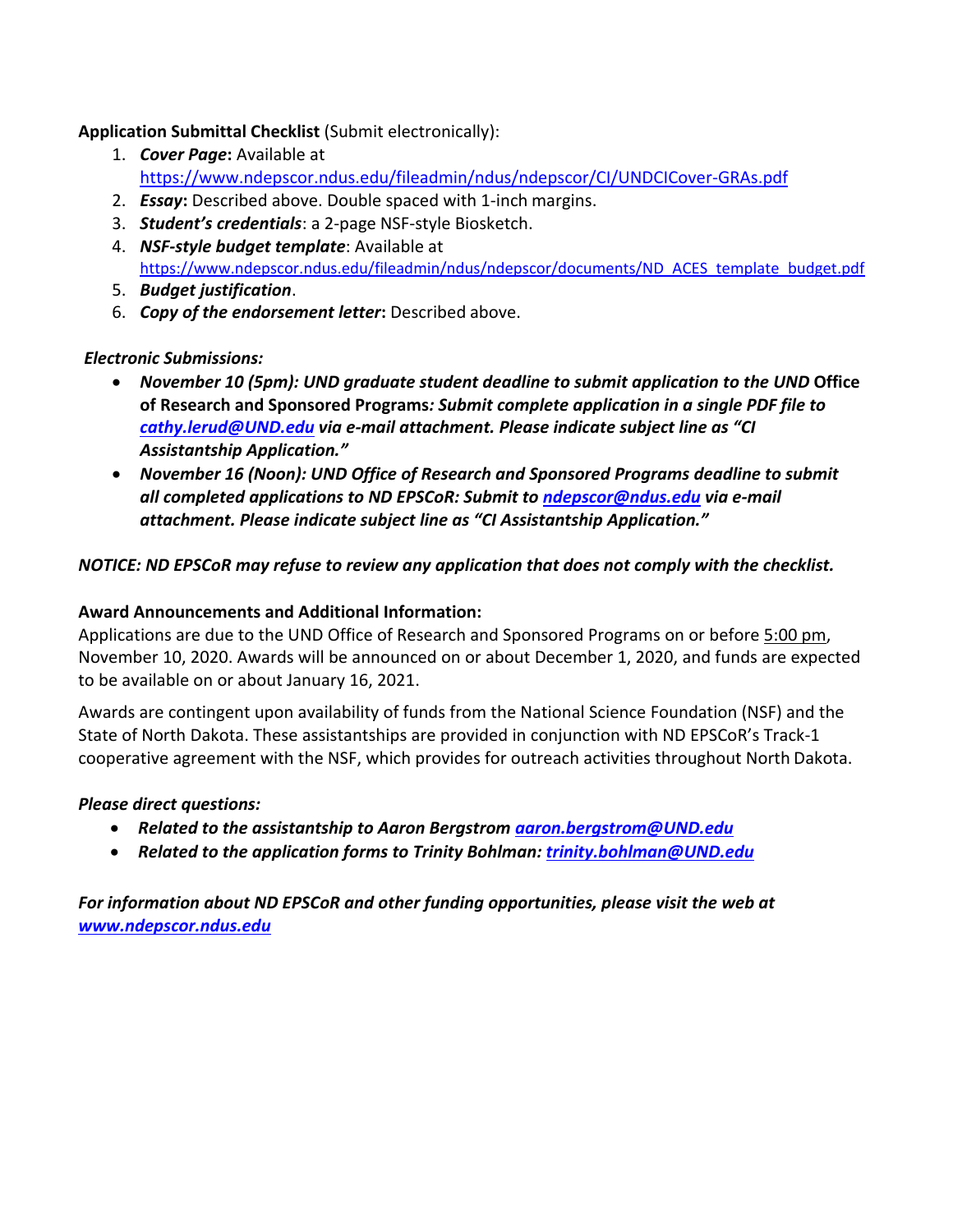**Application Submittal Checklist** (Submit electronically):

1. ***Cover Page*:** Available at https://www.ndepscor.ndus.edu/fileadmin/ndus/ndepscor/CI/UNDCICover-GRAs.pdf
2. ***Essay*:** Described above. Double spaced with 1-inch margins.
3. ***Student's credentials***: a 2-page NSF-style Biosketch.
4. ***NSF-style budget template***: Available at https://www.ndepscor.ndus.edu/fileadmin/ndus/ndepscor/documents/ND_ACES_template_budget.pdf
5. ***Budget justification***.
6. ***Copy of the endorsement letter*:** Described above.

***Electronic Submissions:***

- ***November 10 (5pm): UND graduate student deadline to submit application to the UND* Office of Research and Sponsored Programs*: Submit complete application in a single PDF file to cathy.lerud@UND.edu via e-mail attachment. Please indicate subject line as "CI Assistantship Application."***
- ***November 16 (Noon): UND Office of Research and Sponsored Programs deadline to submit all completed applications to ND EPSCoR: Submit to ndepscor@ndus.edu via e-mail attachment. Please indicate subject line as "CI Assistantship Application."***

***NOTICE: ND EPSCoR may refuse to review any application that does not comply with the checklist.***

**Award Announcements and Additional Information:**

Applications are due to the UND Office of Research and Sponsored Programs on or before 5:00 pm, November 10, 2020. Awards will be announced on or about December 1, 2020, and funds are expected to be available on or about January 16, 2021.

Awards are contingent upon availability of funds from the National Science Foundation (NSF) and the State of North Dakota. These assistantships are provided in conjunction with ND EPSCoR's Track-1 cooperative agreement with the NSF, which provides for outreach activities throughout North Dakota.

***Please direct questions:***

- ***Related to the assistantship to Aaron Bergstrom aaron.bergstrom@UND.edu***
- ***Related to the application forms to Trinity Bohlman: trinity.bohlman@UND.edu***

***For information about ND EPSCoR and other funding opportunities, please visit the web at www.ndepscor.ndus.edu***